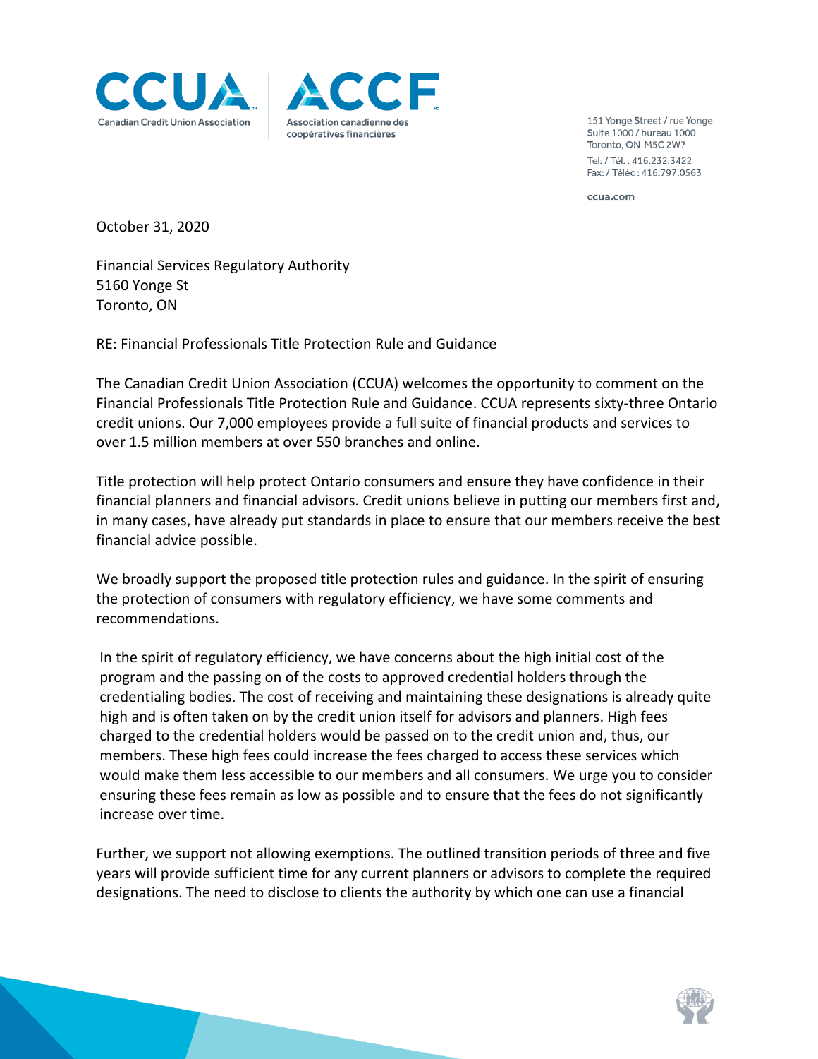CCUA | ACCF

Canadian Credit Union Association | Association canadienne des coopératives financières

151 Yonge Street / rue Yonge
Suite 1000 / bureau 1000
Toronto, ON M5C 2W7
Tel: / Tél. : 416.232.3422
Fax: / Téléc : 416.797.0563

ccua.com

October 31, 2020

Financial Services Regulatory Authority
5160 Yonge St
Toronto, ON

RE: Financial Professionals Title Protection Rule and Guidance

The Canadian Credit Union Association (CCUA) welcomes the opportunity to comment on the Financial Professionals Title Protection Rule and Guidance. CCUA represents sixty-three Ontario credit unions. Our 7,000 employees provide a full suite of financial products and services to over 1.5 million members at over 550 branches and online.

Title protection will help protect Ontario consumers and ensure they have confidence in their financial planners and financial advisors. Credit unions believe in putting our members first and, in many cases, have already put standards in place to ensure that our members receive the best financial advice possible.

We broadly support the proposed title protection rules and guidance. In the spirit of ensuring the protection of consumers with regulatory efficiency, we have some comments and recommendations.

In the spirit of regulatory efficiency, we have concerns about the high initial cost of the program and the passing on of the costs to approved credential holders through the credentialing bodies. The cost of receiving and maintaining these designations is already quite high and is often taken on by the credit union itself for advisors and planners. High fees charged to the credential holders would be passed on to the credit union and, thus, our members. These high fees could increase the fees charged to access these services which would make them less accessible to our members and all consumers. We urge you to consider ensuring these fees remain as low as possible and to ensure that the fees do not significantly increase over time.

Further, we support not allowing exemptions. The outlined transition periods of three and five years will provide sufficient time for any current planners or advisors to complete the required designations. The need to disclose to clients the authority by which one can use a financial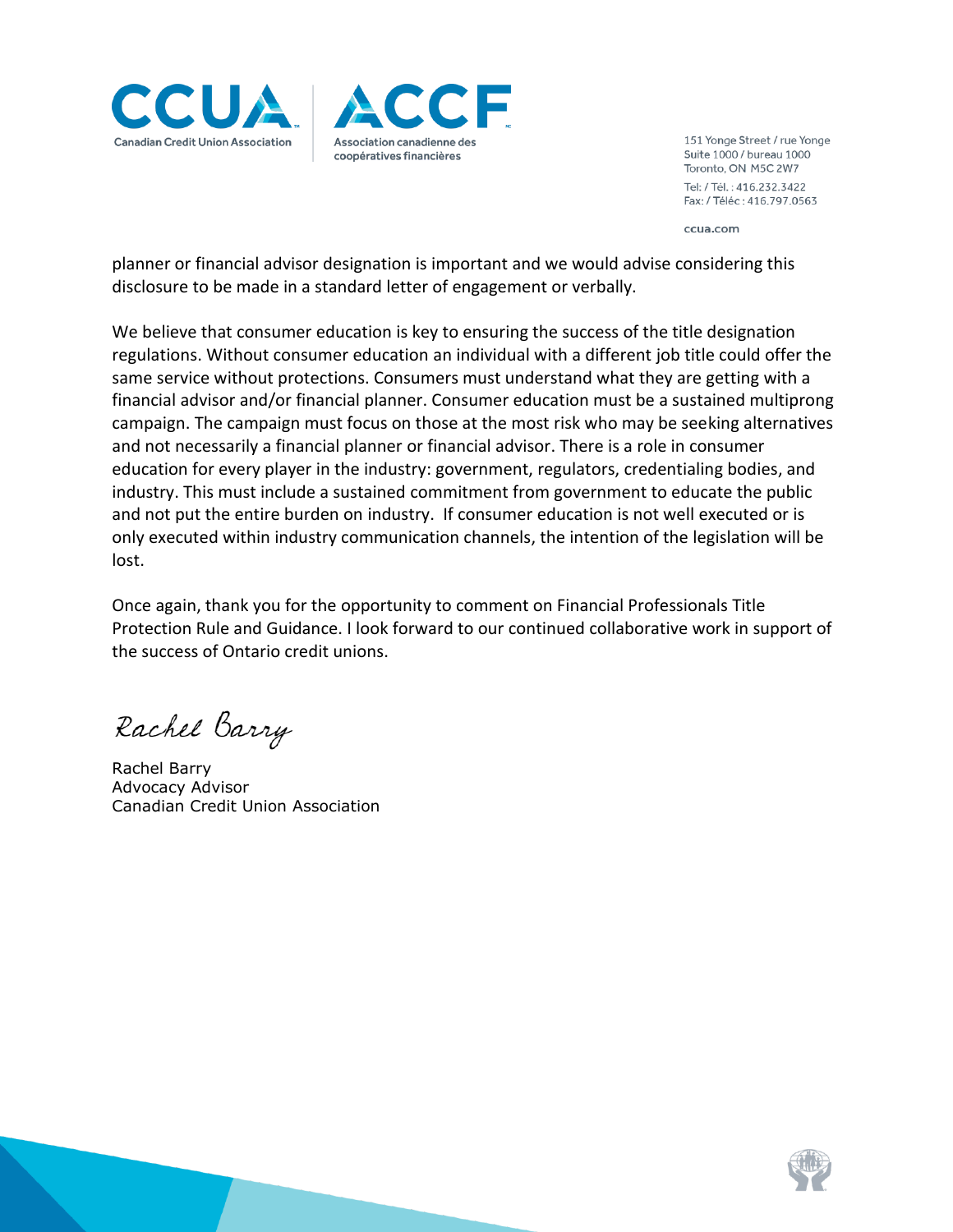planner or financial advisor designation is important and we would advise considering this disclosure to be made in a standard letter of engagement or verbally.

We believe that consumer education is key to ensuring the success of the title designation regulations. Without consumer education an individual with a different job title could offer the same service without protections. Consumers must understand what they are getting with a financial advisor and/or financial planner. Consumer education must be a sustained multiprong campaign. The campaign must focus on those at the most risk who may be seeking alternatives and not necessarily a financial planner or financial advisor. There is a role in consumer education for every player in the industry: government, regulators, credentialing bodies, and industry. This must include a sustained commitment from government to educate the public and not put the entire burden on industry. If consumer education is not well executed or is only executed within industry communication channels, the intention of the legislation will be lost.

Once again, thank you for the opportunity to comment on Financial Professionals Title Protection Rule and Guidance. I look forward to our continued collaborative work in support of the success of Ontario credit unions.

*Rachel Barry*

Rachel Barry
Advocacy Advisor
Canadian Credit Union Association